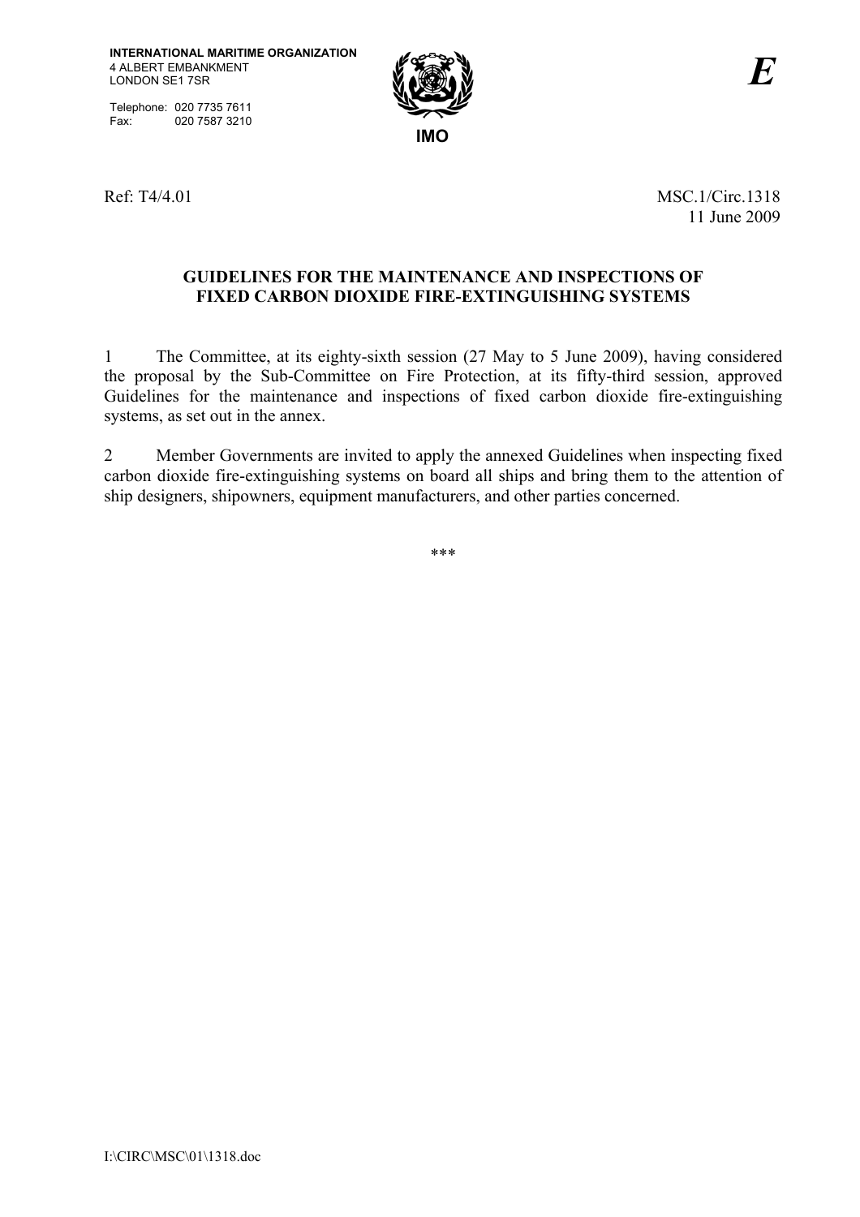INTERNATIONAL MARITIME ORGANIZATION
4 ALBERT EMBANKMENT
LONDON SE1 7SR

Telephone: 020 7735 7611
Fax: 020 7587 3210

IMO

*E*

Ref: T4/4.01

MSC.1/Circ.1318
11 June 2009

# GUIDELINES FOR THE MAINTENANCE AND INSPECTIONS OF FIXED CARBON DIOXIDE FIRE-EXTINGUISHING SYSTEMS

1 The Committee, at its eighty-sixth session (27 May to 5 June 2009), having considered the proposal by the Sub-Committee on Fire Protection, at its fifty-third session, approved Guidelines for the maintenance and inspections of fixed carbon dioxide fire-extinguishing systems, as set out in the annex.

2 Member Governments are invited to apply the annexed Guidelines when inspecting fixed carbon dioxide fire-extinguishing systems on board all ships and bring them to the attention of ship designers, shipowners, equipment manufacturers, and other parties concerned.

\*\*\*

I:\CIRC\MSC\01\1318.doc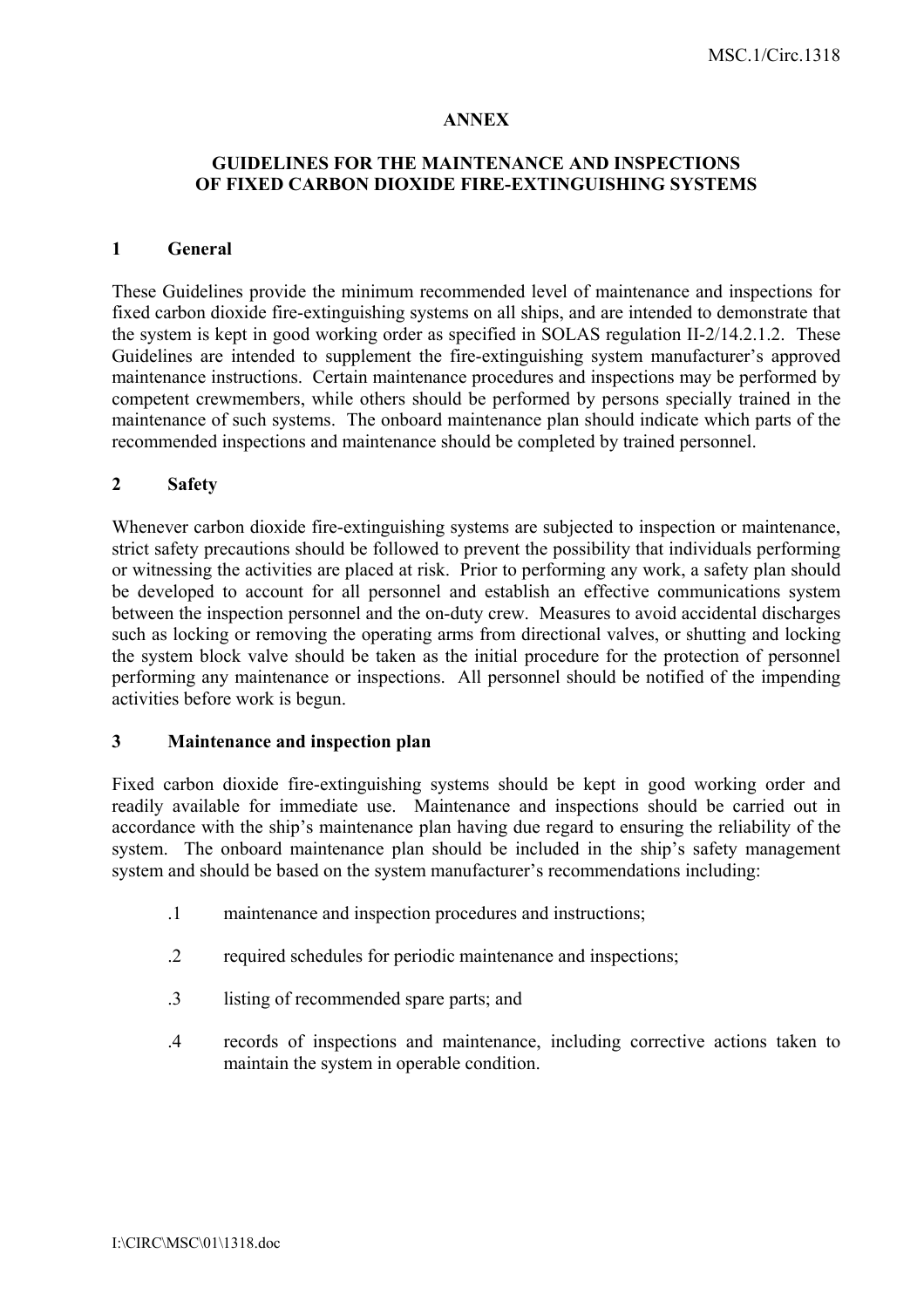# ANNEX

## GUIDELINES FOR THE MAINTENANCE AND INSPECTIONS OF FIXED CARBON DIOXIDE FIRE-EXTINGUISHING SYSTEMS

### 1 General

These Guidelines provide the minimum recommended level of maintenance and inspections for fixed carbon dioxide fire-extinguishing systems on all ships, and are intended to demonstrate that the system is kept in good working order as specified in SOLAS regulation II-2/14.2.1.2. These Guidelines are intended to supplement the fire-extinguishing system manufacturer's approved maintenance instructions. Certain maintenance procedures and inspections may be performed by competent crewmembers, while others should be performed by persons specially trained in the maintenance of such systems. The onboard maintenance plan should indicate which parts of the recommended inspections and maintenance should be completed by trained personnel.

### 2 Safety

Whenever carbon dioxide fire-extinguishing systems are subjected to inspection or maintenance, strict safety precautions should be followed to prevent the possibility that individuals performing or witnessing the activities are placed at risk. Prior to performing any work, a safety plan should be developed to account for all personnel and establish an effective communications system between the inspection personnel and the on-duty crew. Measures to avoid accidental discharges such as locking or removing the operating arms from directional valves, or shutting and locking the system block valve should be taken as the initial procedure for the protection of personnel performing any maintenance or inspections. All personnel should be notified of the impending activities before work is begun.

### 3 Maintenance and inspection plan

Fixed carbon dioxide fire-extinguishing systems should be kept in good working order and readily available for immediate use. Maintenance and inspections should be carried out in accordance with the ship's maintenance plan having due regard to ensuring the reliability of the system. The onboard maintenance plan should be included in the ship's safety management system and should be based on the system manufacturer's recommendations including:

.1 maintenance and inspection procedures and instructions;

.2 required schedules for periodic maintenance and inspections;

.3 listing of recommended spare parts; and

.4 records of inspections and maintenance, including corrective actions taken to maintain the system in operable condition.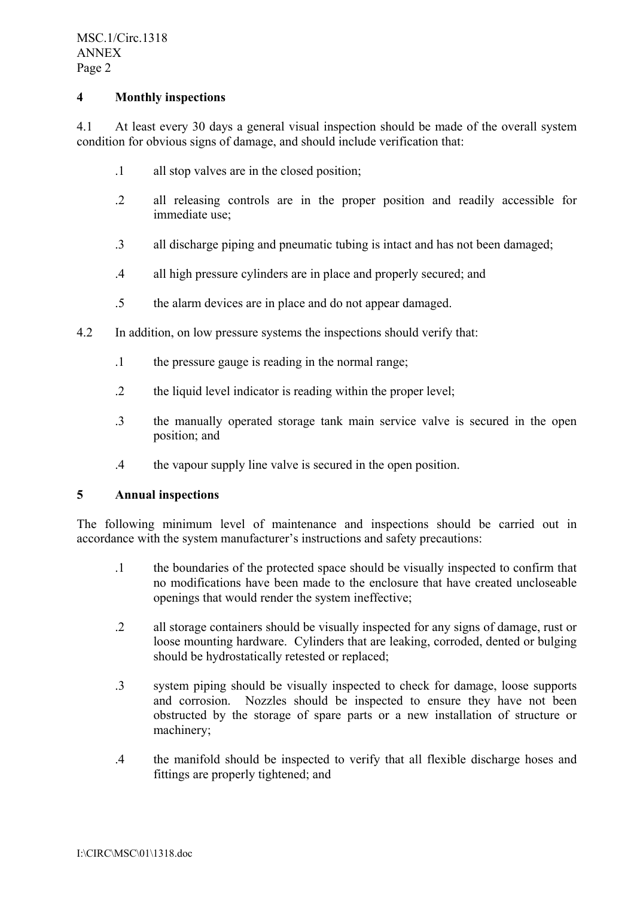## 4 Monthly inspections

4.1 At least every 30 days a general visual inspection should be made of the overall system condition for obvious signs of damage, and should include verification that:

.1 all stop valves are in the closed position;

.2 all releasing controls are in the proper position and readily accessible for immediate use;

.3 all discharge piping and pneumatic tubing is intact and has not been damaged;

.4 all high pressure cylinders are in place and properly secured; and

.5 the alarm devices are in place and do not appear damaged.

4.2 In addition, on low pressure systems the inspections should verify that:

.1 the pressure gauge is reading in the normal range;

.2 the liquid level indicator is reading within the proper level;

.3 the manually operated storage tank main service valve is secured in the open position; and

.4 the vapour supply line valve is secured in the open position.

## 5 Annual inspections

The following minimum level of maintenance and inspections should be carried out in accordance with the system manufacturer's instructions and safety precautions:

.1 the boundaries of the protected space should be visually inspected to confirm that no modifications have been made to the enclosure that have created uncloseable openings that would render the system ineffective;

.2 all storage containers should be visually inspected for any signs of damage, rust or loose mounting hardware. Cylinders that are leaking, corroded, dented or bulging should be hydrostatically retested or replaced;

.3 system piping should be visually inspected to check for damage, loose supports and corrosion. Nozzles should be inspected to ensure they have not been obstructed by the storage of spare parts or a new installation of structure or machinery;

.4 the manifold should be inspected to verify that all flexible discharge hoses and fittings are properly tightened; and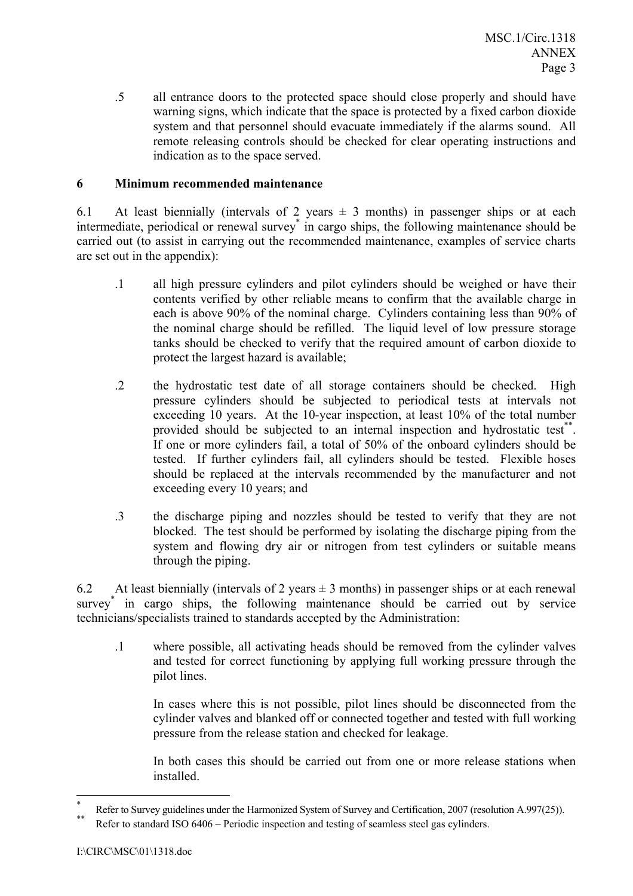.5 all entrance doors to the protected space should close properly and should have warning signs, which indicate that the space is protected by a fixed carbon dioxide system and that personnel should evacuate immediately if the alarms sound. All remote releasing controls should be checked for clear operating instructions and indication as to the space served.

## 6 Minimum recommended maintenance

6.1 At least biennially (intervals of 2 years ± 3 months) in passenger ships or at each intermediate, periodical or renewal survey* in cargo ships, the following maintenance should be carried out (to assist in carrying out the recommended maintenance, examples of service charts are set out in the appendix):

.1 all high pressure cylinders and pilot cylinders should be weighed or have their contents verified by other reliable means to confirm that the available charge in each is above 90% of the nominal charge. Cylinders containing less than 90% of the nominal charge should be refilled. The liquid level of low pressure storage tanks should be checked to verify that the required amount of carbon dioxide to protect the largest hazard is available;

.2 the hydrostatic test date of all storage containers should be checked. High pressure cylinders should be subjected to periodical tests at intervals not exceeding 10 years. At the 10-year inspection, at least 10% of the total number provided should be subjected to an internal inspection and hydrostatic test**. If one or more cylinders fail, a total of 50% of the onboard cylinders should be tested. If further cylinders fail, all cylinders should be tested. Flexible hoses should be replaced at the intervals recommended by the manufacturer and not exceeding every 10 years; and

.3 the discharge piping and nozzles should be tested to verify that they are not blocked. The test should be performed by isolating the discharge piping from the system and flowing dry air or nitrogen from test cylinders or suitable means through the piping.

6.2 At least biennially (intervals of 2 years ± 3 months) in passenger ships or at each renewal survey* in cargo ships, the following maintenance should be carried out by service technicians/specialists trained to standards accepted by the Administration:

.1 where possible, all activating heads should be removed from the cylinder valves and tested for correct functioning by applying full working pressure through the pilot lines.

In cases where this is not possible, pilot lines should be disconnected from the cylinder valves and blanked off or connected together and tested with full working pressure from the release station and checked for leakage.

In both cases this should be carried out from one or more release stations when installed.

---

\* Refer to Survey guidelines under the Harmonized System of Survey and Certification, 2007 (resolution A.997(25)).

\*\* Refer to standard ISO 6406 – Periodic inspection and testing of seamless steel gas cylinders.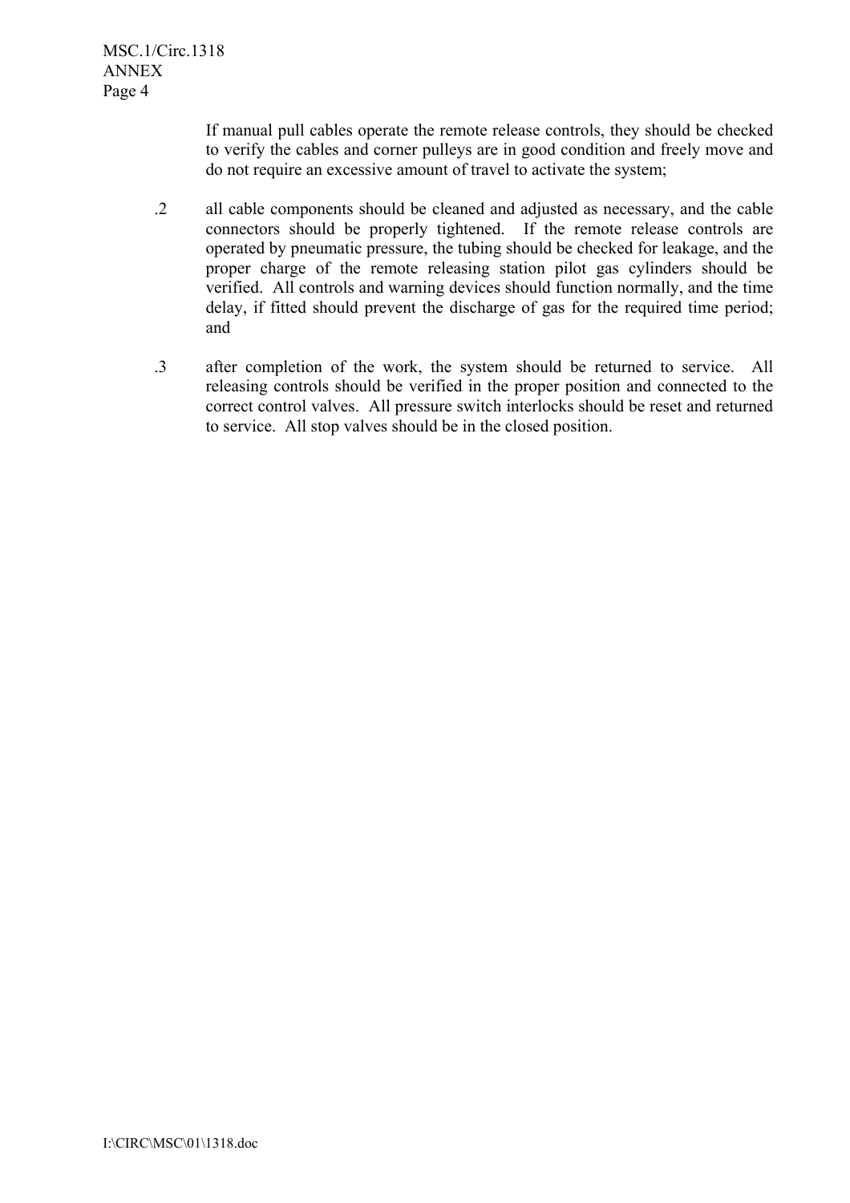If manual pull cables operate the remote release controls, they should be checked to verify the cables and corner pulleys are in good condition and freely move and do not require an excessive amount of travel to activate the system;

.2 all cable components should be cleaned and adjusted as necessary, and the cable connectors should be properly tightened. If the remote release controls are operated by pneumatic pressure, the tubing should be checked for leakage, and the proper charge of the remote releasing station pilot gas cylinders should be verified. All controls and warning devices should function normally, and the time delay, if fitted should prevent the discharge of gas for the required time period; and

.3 after completion of the work, the system should be returned to service. All releasing controls should be verified in the proper position and connected to the correct control valves. All pressure switch interlocks should be reset and returned to service. All stop valves should be in the closed position.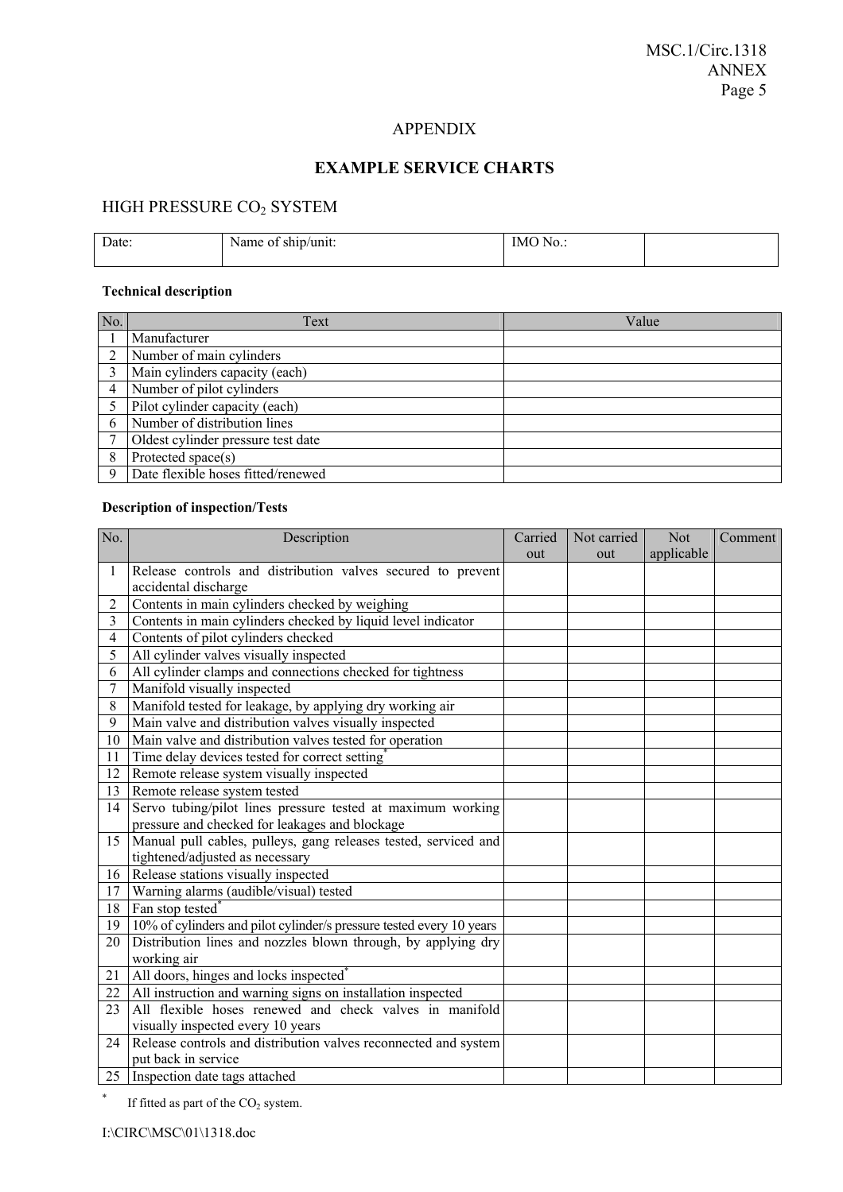## APPENDIX

## EXAMPLE SERVICE CHARTS

### HIGH PRESSURE $CO_2$ SYSTEM

| Date: | Name of ship/unit: | IMO No.: | |
|---|---|---|---|

**Technical description**

| No. | Text | Value |
|---|---|---|
| 1 | Manufacturer | |
| 2 | Number of main cylinders | |
| 3 | Main cylinders capacity (each) | |
| 4 | Number of pilot cylinders | |
| 5 | Pilot cylinder capacity (each) | |
| 6 | Number of distribution lines | |
| 7 | Oldest cylinder pressure test date | |
| 8 | Protected space(s) | |
| 9 | Date flexible hoses fitted/renewed | |

**Description of inspection/Tests**

| No. | Description | Carried out | Not carried out | Not applicable | Comment |
|---|---|---|---|---|---|
| 1 | Release controls and distribution valves secured to prevent accidental discharge | | | | |
| 2 | Contents in main cylinders checked by weighing | | | | |
| 3 | Contents in main cylinders checked by liquid level indicator | | | | |
| 4 | Contents of pilot cylinders checked | | | | |
| 5 | All cylinder valves visually inspected | | | | |
| 6 | All cylinder clamps and connections checked for tightness | | | | |
| 7 | Manifold visually inspected | | | | |
| 8 | Manifold tested for leakage, by applying dry working air | | | | |
| 9 | Main valve and distribution valves visually inspected | | | | |
| 10 | Main valve and distribution valves tested for operation | | | | |
| 11 | Time delay devices tested for correct setting* | | | | |
| 12 | Remote release system visually inspected | | | | |
| 13 | Remote release system tested | | | | |
| 14 | Servo tubing/pilot lines pressure tested at maximum working pressure and checked for leakages and blockage | | | | |
| 15 | Manual pull cables, pulleys, gang releases tested, serviced and tightened/adjusted as necessary | | | | |
| 16 | Release stations visually inspected | | | | |
| 17 | Warning alarms (audible/visual) tested | | | | |
| 18 | Fan stop tested* | | | | |
| 19 | 10% of cylinders and pilot cylinder/s pressure tested every 10 years | | | | |
| 20 | Distribution lines and nozzles blown through, by applying dry working air | | | | |
| 21 | All doors, hinges and locks inspected* | | | | |
| 22 | All instruction and warning signs on installation inspected | | | | |
| 23 | All flexible hoses renewed and check valves in manifold visually inspected every 10 years | | | | |
| 24 | Release controls and distribution valves reconnected and system put back in service | | | | |
| 25 | Inspection date tags attached | | | | |

* If fitted as part of the $CO_2$ system.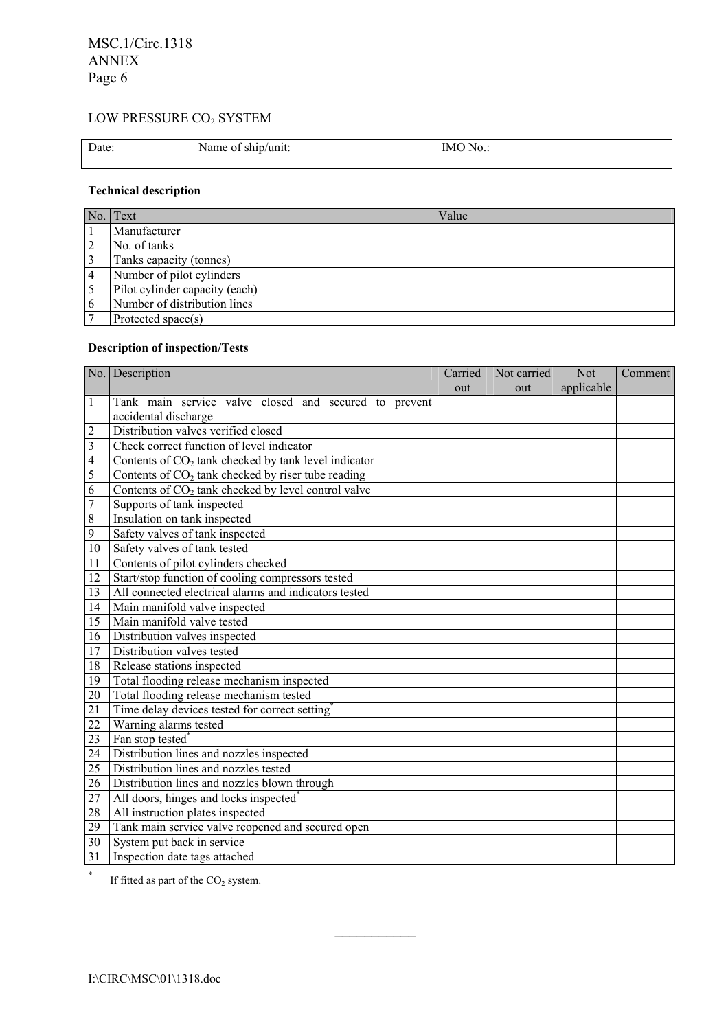LOW PRESSURE $CO_2$ SYSTEM

| Date: | Name of ship/unit: | IMO No.: | |
|---|---|---|---|

**Technical description**

| No. | Text | Value |
|---|---|---|
| 1 | Manufacturer | |
| 2 | No. of tanks | |
| 3 | Tanks capacity (tonnes) | |
| 4 | Number of pilot cylinders | |
| 5 | Pilot cylinder capacity (each) | |
| 6 | Number of distribution lines | |
| 7 | Protected space(s) | |

**Description of inspection/Tests**

| No. | Description | Carried out | Not carried out | Not applicable | Comment |
|---|---|---|---|---|---|
| 1 | Tank main service valve closed and secured to prevent accidental discharge | | | | |
| 2 | Distribution valves verified closed | | | | |
| 3 | Check correct function of level indicator | | | | |
| 4 | Contents of $CO_2$ tank checked by tank level indicator | | | | |
| 5 | Contents of $CO_2$ tank checked by riser tube reading | | | | |
| 6 | Contents of $CO_2$ tank checked by level control valve | | | | |
| 7 | Supports of tank inspected | | | | |
| 8 | Insulation on tank inspected | | | | |
| 9 | Safety valves of tank inspected | | | | |
| 10 | Safety valves of tank tested | | | | |
| 11 | Contents of pilot cylinders checked | | | | |
| 12 | Start/stop function of cooling compressors tested | | | | |
| 13 | All connected electrical alarms and indicators tested | | | | |
| 14 | Main manifold valve inspected | | | | |
| 15 | Main manifold valve tested | | | | |
| 16 | Distribution valves inspected | | | | |
| 17 | Distribution valves tested | | | | |
| 18 | Release stations inspected | | | | |
| 19 | Total flooding release mechanism inspected | | | | |
| 20 | Total flooding release mechanism tested | | | | |
| 21 | Time delay devices tested for correct setting* | | | | |
| 22 | Warning alarms tested | | | | |
| 23 | Fan stop tested* | | | | |
| 24 | Distribution lines and nozzles inspected | | | | |
| 25 | Distribution lines and nozzles tested | | | | |
| 26 | Distribution lines and nozzles blown through | | | | |
| 27 | All doors, hinges and locks inspected* | | | | |
| 28 | All instruction plates inspected | | | | |
| 29 | Tank main service valve reopened and secured open | | | | |
| 30 | System put back in service | | | | |
| 31 | Inspection date tags attached | | | | |

\* If fitted as part of the $CO_2$ system.

____________